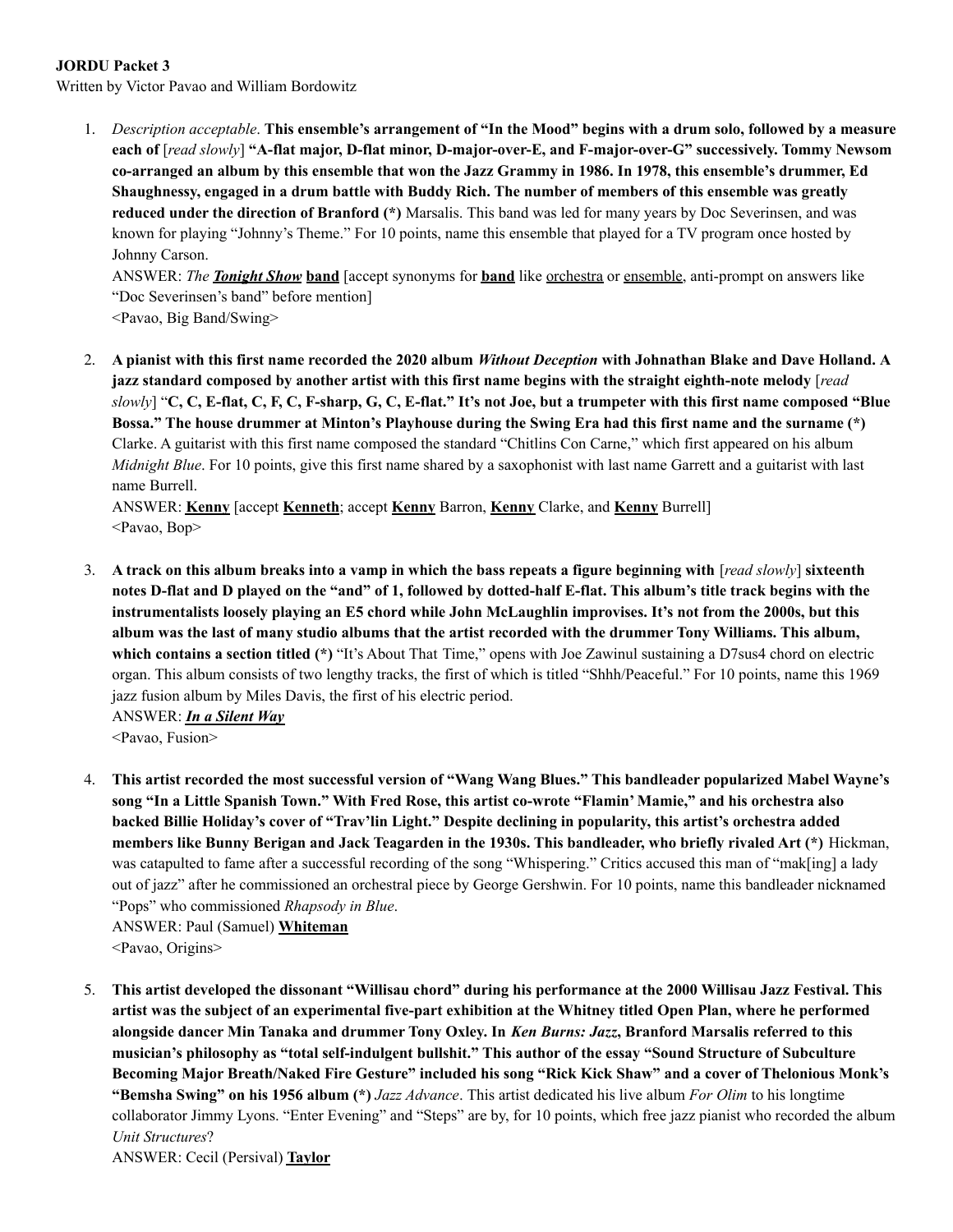**JORDU Packet 3**

Written by Victor Pavao and William Bordowitz

1. *Description acceptable*. **This ensemble's arrangement of "In the Mood" begins with a drum solo, followed by a measure each of** [*read slowly*] **"A-flat major, D-flat minor, D-major-over-E, and F-major-over-G" successively. Tommy Newsom co-arranged an album by this ensemble that won the Jazz Grammy in 1986. In 1978, this ensemble's drummer, Ed Shaughnessy, engaged in a drum battle with Buddy Rich. The number of members of this ensemble was greatly reduced under the direction of Branford (\*)** Marsalis. This band was led for many years by Doc Severinsen, and was known for playing "Johnny's Theme." For 10 points, name this ensemble that played for a TV program once hosted by Johnny Carson.
   ANSWER: *The* ***Tonight Show*** **band** [accept synonyms for **band** like orchestra or ensemble, anti-prompt on answers like "Doc Severinsen's band" before mention]
   <Pavao, Big Band/Swing>

2. **A pianist with this first name recorded the 2020 album *Without Deception* with Johnathan Blake and Dave Holland. A jazz standard composed by another artist with this first name begins with the straight eighth-note melody** [*read slowly*] **"C, C, E-flat, C, F, C, F-sharp, G, C, E-flat." It's not Joe, but a trumpeter with this first name composed "Blue Bossa." The house drummer at Minton's Playhouse during the Swing Era had this first name and the surname (\*)** Clarke. A guitarist with this first name composed the standard "Chitlins Con Carne," which first appeared on his album *Midnight Blue*. For 10 points, give this first name shared by a saxophonist with last name Garrett and a guitarist with last name Burrell.
   ANSWER: **Kenny** [accept **Kenneth**; accept **Kenny** Barron, **Kenny** Clarke, and **Kenny** Burrell]
   <Pavao, Bop>

3. **A track on this album breaks into a vamp in which the bass repeats a figure beginning with** [*read slowly*] **sixteenth notes D-flat and D played on the "and" of 1, followed by dotted-half E-flat. This album's title track begins with the instrumentalists loosely playing an E5 chord while John McLaughlin improvises. It's not from the 2000s, but this album was the last of many studio albums that the artist recorded with the drummer Tony Williams. This album, which contains a section titled (\*)** "It's About That Time," opens with Joe Zawinul sustaining a D7sus4 chord on electric organ. This album consists of two lengthy tracks, the first of which is titled "Shhh/Peaceful." For 10 points, name this 1969 jazz fusion album by Miles Davis, the first of his electric period.
   ANSWER: ***In a Silent Way***
   <Pavao, Fusion>

4. **This artist recorded the most successful version of "Wang Wang Blues." This bandleader popularized Mabel Wayne's song "In a Little Spanish Town." With Fred Rose, this artist co-wrote "Flamin' Mamie," and his orchestra also backed Billie Holiday's cover of "Trav'lin Light." Despite declining in popularity, this artist's orchestra added members like Bunny Berigan and Jack Teagarden in the 1930s. This bandleader, who briefly rivaled Art (\*)** Hickman, was catapulted to fame after a successful recording of the song "Whispering." Critics accused this man of "mak[ing] a lady out of jazz" after he commissioned an orchestral piece by George Gershwin. For 10 points, name this bandleader nicknamed "Pops" who commissioned *Rhapsody in Blue*.
   ANSWER: Paul (Samuel) **Whiteman**
   <Pavao, Origins>

5. **This artist developed the dissonant "Willisau chord" during his performance at the 2000 Willisau Jazz Festival. This artist was the subject of an experimental five-part exhibition at the Whitney titled Open Plan, where he performed alongside dancer Min Tanaka and drummer Tony Oxley. In *Ken Burns: Jazz*, Branford Marsalis referred to this musician's philosophy as "total self-indulgent bullshit." This author of the essay "Sound Structure of Subculture Becoming Major Breath/Naked Fire Gesture" included his song "Rick Kick Shaw" and a cover of Thelonious Monk's "Bemsha Swing" on his 1956 album (\*)** *Jazz Advance*. This artist dedicated his live album *For Olim* to his longtime collaborator Jimmy Lyons. "Enter Evening" and "Steps" are by, for 10 points, which free jazz pianist who recorded the album *Unit Structures*?
   ANSWER: Cecil (Persival) **Taylor**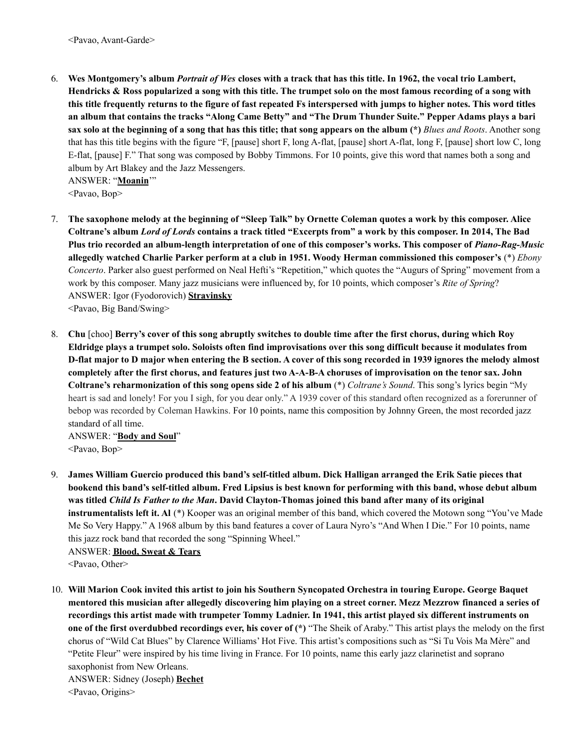<Pavao, Avant-Garde>

6. **Wes Montgomery's album *Portrait of Wes* closes with a track that has this title. In 1962, the vocal trio Lambert, Hendricks & Ross popularized a song with this title. The trumpet solo on the most famous recording of a song with this title frequently returns to the figure of fast repeated Fs interspersed with jumps to higher notes. This word titles an album that contains the tracks "Along Came Betty" and "The Drum Thunder Suite." Pepper Adams plays a bari sax solo at the beginning of a song that has this title; that song appears on the album (\*)** *Blues and Roots*. Another song that has this title begins with the figure "F, [pause] short F, long A-flat, [pause] short A-flat, long F, [pause] short low C, long E-flat, [pause] F." That song was composed by Bobby Timmons. For 10 points, give this word that names both a song and album by Art Blakey and the Jazz Messengers.
   ANSWER: "**<u>Moanin</u>**'"
   <Pavao, Bop>

7. **The saxophone melody at the beginning of "Sleep Talk" by Ornette Coleman quotes a work by this composer. Alice Coltrane's album *Lord of Lords* contains a track titled "Excerpts from" a work by this composer. In 2014, The Bad Plus trio recorded an album-length interpretation of one of this composer's works. This composer of *Piano-Rag-Music* allegedly watched Charlie Parker perform at a club in 1951. Woody Herman commissioned this composer's** (\*) *Ebony Concerto*. Parker also guest performed on Neal Hefti's "Repetition," which quotes the "Augurs of Spring" movement from a work by this composer. Many jazz musicians were influenced by, for 10 points, which composer's *Rite of Spring*?
   ANSWER: Igor (Fyodorovich) **<u>Stravinsky</u>**
   <Pavao, Big Band/Swing>

8. **Chu** [choo] **Berry's cover of this song abruptly switches to double time after the first chorus, during which Roy Eldridge plays a trumpet solo. Soloists often find improvisations over this song difficult because it modulates from D-flat major to D major when entering the B section. A cover of this song recorded in 1939 ignores the melody almost completely after the first chorus, and features just two A-A-B-A choruses of improvisation on the tenor sax. John Coltrane's reharmonization of this song opens side 2 of his album** (\*) *Coltrane's Sound*. This song's lyrics begin "My heart is sad and lonely! For you I sigh, for you dear only." A 1939 cover of this standard often recognized as a forerunner of bebop was recorded by Coleman Hawkins. For 10 points, name this composition by Johnny Green, the most recorded jazz standard of all time.
   ANSWER: "**<u>Body and Soul</u>**"
   <Pavao, Bop>

9. **James William Guercio produced this band's self-titled album. Dick Halligan arranged the Erik Satie pieces that bookend this band's self-titled album. Fred Lipsius is best known for performing with this band, whose debut album was titled *Child Is Father to the Man*. David Clayton-Thomas joined this band after many of its original instrumentalists left it. Al** (\*) Kooper was an original member of this band, which covered the Motown song "You've Made Me So Very Happy." A 1968 album by this band features a cover of Laura Nyro's "And When I Die." For 10 points, name this jazz rock band that recorded the song "Spinning Wheel."
   ANSWER: **<u>Blood, Sweat & Tears</u>**
   <Pavao, Other>

10. **Will Marion Cook invited this artist to join his Southern Syncopated Orchestra in touring Europe. George Baquet mentored this musician after allegedly discovering him playing on a street corner. Mezz Mezzrow financed a series of recordings this artist made with trumpeter Tommy Ladnier. In 1941, this artist played six different instruments on one of the first overdubbed recordings ever, his cover of (\*)** "The Sheik of Araby." This artist plays the melody on the first chorus of "Wild Cat Blues" by Clarence Williams' Hot Five. This artist's compositions such as "Si Tu Vois Ma Mère" and "Petite Fleur" were inspired by his time living in France. For 10 points, name this early jazz clarinetist and soprano saxophonist from New Orleans.
    ANSWER: Sidney (Joseph) **<u>Bechet</u>**
    <Pavao, Origins>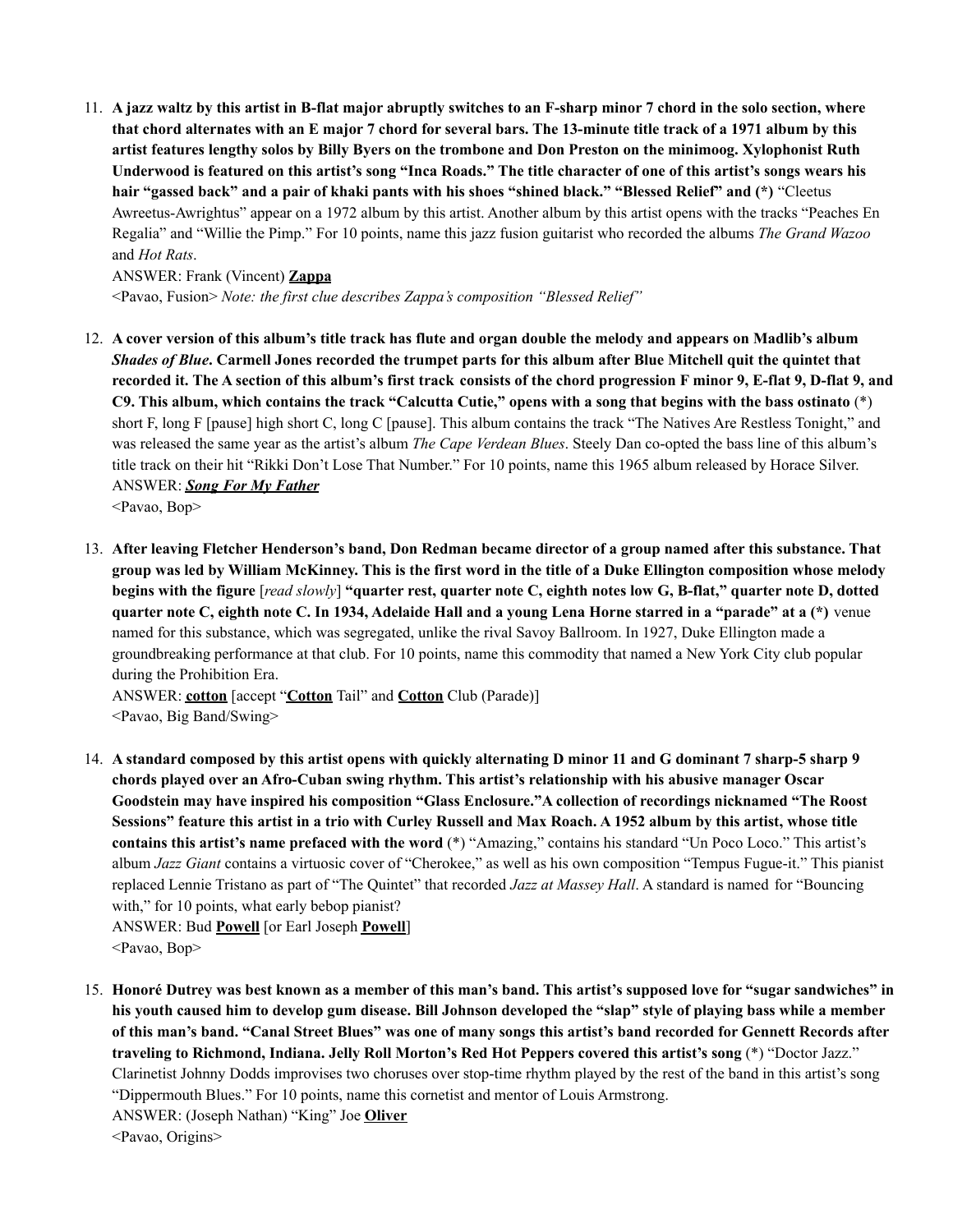11. **A jazz waltz by this artist in B-flat major abruptly switches to an F-sharp minor 7 chord in the solo section, where that chord alternates with an E major 7 chord for several bars. The 13-minute title track of a 1971 album by this artist features lengthy solos by Billy Byers on the trombone and Don Preston on the minimoog. Xylophonist Ruth Underwood is featured on this artist's song "Inca Roads." The title character of one of this artist's songs wears his hair "gassed back" and a pair of khaki pants with his shoes "shined black." "Blessed Relief" and (*)** "Cleetus Awreetus-Awrightus" appear on a 1972 album by this artist. Another album by this artist opens with the tracks "Peaches En Regalia" and "Willie the Pimp." For 10 points, name this jazz fusion guitarist who recorded the albums *The Grand Wazoo* and *Hot Rats*.
    ANSWER: Frank (Vincent) **Zappa**
    <Pavao, Fusion> *Note: the first clue describes Zappa's composition "Blessed Relief"*

12. **A cover version of this album's title track has flute and organ double the melody and appears on Madlib's album *Shades of Blue*. Carmell Jones recorded the trumpet parts for this album after Blue Mitchell quit the quintet that recorded it. The A section of this album's first track consists of the chord progression F minor 9, E-flat 9, D-flat 9, and C9. This album, which contains the track "Calcutta Cutie," opens with a song that begins with the bass ostinato** (*) short F, long F [pause] high short C, long C [pause]. This album contains the track "The Natives Are Restless Tonight," and was released the same year as the artist's album *The Cape Verdean Blues*. Steely Dan co-opted the bass line of this album's title track on their hit "Rikki Don't Lose That Number." For 10 points, name this 1965 album released by Horace Silver.
    ANSWER: ***Song For My Father***
    <Pavao, Bop>

13. **After leaving Fletcher Henderson's band, Don Redman became director of a group named after this substance. That group was led by William McKinney. This is the first word in the title of a Duke Ellington composition whose melody begins with the figure** [*read slowly*] **"quarter rest, quarter note C, eighth notes low G, B-flat," quarter note D, dotted quarter note C, eighth note C. In 1934, Adelaide Hall and a young Lena Horne starred in a "parade" at a (*)** venue named for this substance, which was segregated, unlike the rival Savoy Ballroom. In 1927, Duke Ellington made a groundbreaking performance at that club. For 10 points, name this commodity that named a New York City club popular during the Prohibition Era.
    ANSWER: **cotton** [accept "**Cotton** Tail" and **Cotton** Club (Parade)]
    <Pavao, Big Band/Swing>

14. **A standard composed by this artist opens with quickly alternating D minor 11 and G dominant 7 sharp-5 sharp 9 chords played over an Afro-Cuban swing rhythm. This artist's relationship with his abusive manager Oscar Goodstein may have inspired his composition "Glass Enclosure."A collection of recordings nicknamed "The Roost Sessions" feature this artist in a trio with Curley Russell and Max Roach. A 1952 album by this artist, whose title contains this artist's name prefaced with the word** (*) "Amazing," contains his standard "Un Poco Loco." This artist's album *Jazz Giant* contains a virtuosic cover of "Cherokee," as well as his own composition "Tempus Fugue-it." This pianist replaced Lennie Tristano as part of "The Quintet" that recorded *Jazz at Massey Hall*. A standard is named for "Bouncing with," for 10 points, what early bebop pianist?
    ANSWER: Bud **Powell** [or Earl Joseph **Powell**]
    <Pavao, Bop>

15. **Honoré Dutrey was best known as a member of this man's band. This artist's supposed love for "sugar sandwiches" in his youth caused him to develop gum disease. Bill Johnson developed the "slap" style of playing bass while a member of this man's band. "Canal Street Blues" was one of many songs this artist's band recorded for Gennett Records after traveling to Richmond, Indiana. Jelly Roll Morton's Red Hot Peppers covered this artist's song (*)** "Doctor Jazz." Clarinetist Johnny Dodds improvises two choruses over stop-time rhythm played by the rest of the band in this artist's song "Dippermouth Blues." For 10 points, name this cornetist and mentor of Louis Armstrong.
    ANSWER: (Joseph Nathan) "King" Joe **Oliver**
    <Pavao, Origins>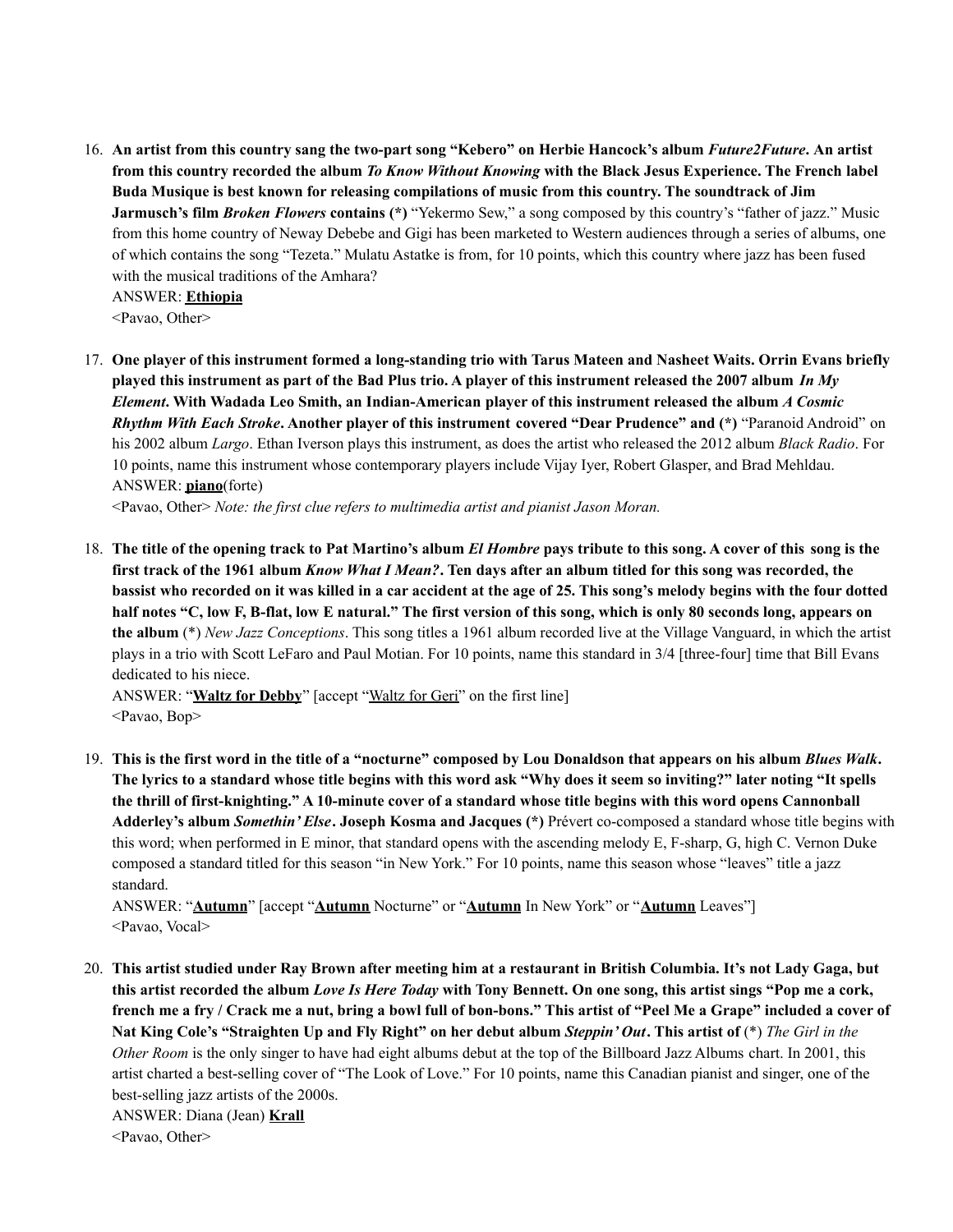16. **An artist from this country sang the two-part song "Kebero" on Herbie Hancock's album *Future2Future*. An artist from this country recorded the album *To Know Without Knowing* with the Black Jesus Experience. The French label Buda Musique is best known for releasing compilations of music from this country. The soundtrack of Jim Jarmusch's film *Broken Flowers* contains (*)** "Yekermo Sew," a song composed by this country's "father of jazz." Music from this home country of Neway Debebe and Gigi has been marketed to Western audiences through a series of albums, one of which contains the song "Tezeta." Mulatu Astatke is from, for 10 points, which this country where jazz has been fused with the musical traditions of the Amhara?
ANSWER: **Ethiopia**
<Pavao, Other>

17. **One player of this instrument formed a long-standing trio with Tarus Mateen and Nasheet Waits. Orrin Evans briefly played this instrument as part of the Bad Plus trio. A player of this instrument released the 2007 album *In My Element*. With Wadada Leo Smith, an Indian-American player of this instrument released the album *A Cosmic Rhythm With Each Stroke*. Another player of this instrument covered "Dear Prudence" and (*)** "Paranoid Android" on his 2002 album *Largo*. Ethan Iverson plays this instrument, as does the artist who released the 2012 album *Black Radio*. For 10 points, name this instrument whose contemporary players include Vijay Iyer, Robert Glasper, and Brad Mehldau.
ANSWER: **piano**(forte)
<Pavao, Other> *Note: the first clue refers to multimedia artist and pianist Jason Moran.*

18. **The title of the opening track to Pat Martino's album *El Hombre* pays tribute to this song. A cover of this song is the first track of the 1961 album *Know What I Mean?*. Ten days after an album titled for this song was recorded, the bassist who recorded on it was killed in a car accident at the age of 25. This song's melody begins with the four dotted half notes "C, low F, B-flat, low E natural." The first version of this song, which is only 80 seconds long, appears on the album** (*) *New Jazz Conceptions*. This song titles a 1961 album recorded live at the Village Vanguard, in which the artist plays in a trio with Scott LeFaro and Paul Motian. For 10 points, name this standard in 3/4 [three-four] time that Bill Evans dedicated to his niece.
ANSWER: "**Waltz for Debby**" [accept "Waltz for Geri" on the first line]
<Pavao, Bop>

19. **This is the first word in the title of a "nocturne" composed by Lou Donaldson that appears on his album *Blues Walk*. The lyrics to a standard whose title begins with this word ask "Why does it seem so inviting?" later noting "It spells the thrill of first-knighting." A 10-minute cover of a standard whose title begins with this word opens Cannonball Adderley's album *Somethin' Else*. Joseph Kosma and Jacques (*)** Prévert co-composed a standard whose title begins with this word; when performed in E minor, that standard opens with the ascending melody E, F-sharp, G, high C. Vernon Duke composed a standard titled for this season "in New York." For 10 points, name this season whose "leaves" title a jazz standard.
ANSWER: "**Autumn**" [accept "**Autumn** Nocturne" or "**Autumn** In New York" or "**Autumn** Leaves"]
<Pavao, Vocal>

20. **This artist studied under Ray Brown after meeting him at a restaurant in British Columbia. It's not Lady Gaga, but this artist recorded the album *Love Is Here Today* with Tony Bennett. On one song, this artist sings "Pop me a cork, french me a fry / Crack me a nut, bring a bowl full of bon-bons." This artist of "Peel Me a Grape" included a cover of Nat King Cole's "Straighten Up and Fly Right" on her debut album *Steppin' Out*. This artist of** (*) *The Girl in the Other Room* is the only singer to have had eight albums debut at the top of the Billboard Jazz Albums chart. In 2001, this artist charted a best-selling cover of "The Look of Love." For 10 points, name this Canadian pianist and singer, one of the best-selling jazz artists of the 2000s.
ANSWER: Diana (Jean) **Krall**
<Pavao, Other>